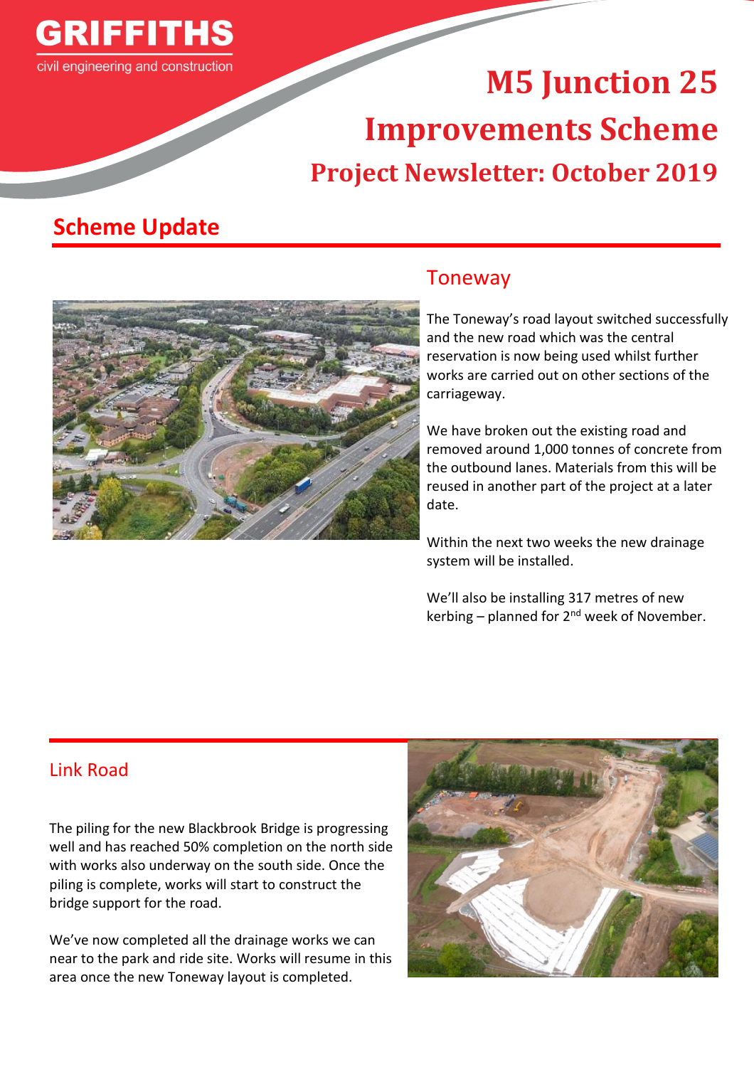GRIFFITHS

civil engineering and construction

# M5 Junction 25 Improvements Scheme

## Project Newsletter: October 2019

## Scheme Update

### Toneway

The Toneway's road layout switched successfully and the new road which was the central reservation is now being used whilst further works are carried out on other sections of the carriageway.

We have broken out the existing road and removed around 1,000 tonnes of concrete from the outbound lanes. Materials from this will be reused in another part of the project at a later date.

Within the next two weeks the new drainage system will be installed.

We'll also be installing 317 metres of new kerbing – planned for 2nd week of November.

### Link Road

The piling for the new Blackbrook Bridge is progressing well and has reached 50% completion on the north side with works also underway on the south side. Once the piling is complete, works will start to construct the bridge support for the road.

We've now completed all the drainage works we can near to the park and ride site. Works will resume in this area once the new Toneway layout is completed.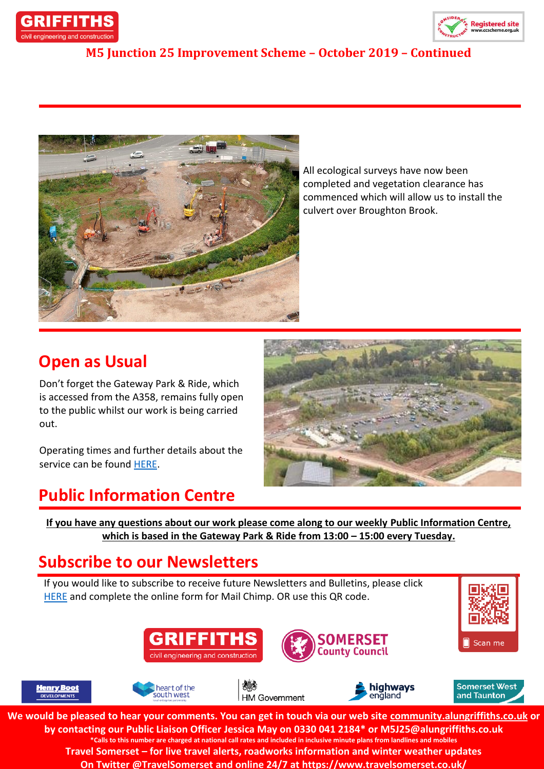## M5 Junction 25 Improvement Scheme – October 2019 – Continued

All ecological surveys have now been completed and vegetation clearance has commenced which will allow us to install the culvert over Broughton Brook.

## Open as Usual

Don't forget the Gateway Park & Ride, which is accessed from the A358, remains fully open to the public whilst our work is being carried out.

Operating times and further details about the service can be found HERE.

## Public Information Centre

**If you have any questions about our work please come along to our weekly Public Information Centre, which is based in the Gateway Park & Ride from 13:00 – 15:00 every Tuesday.**

## Subscribe to our Newsletters

If you would like to subscribe to receive future Newsletters and Bulletins, please click HERE and complete the online form for Mail Chimp. OR use this QR code.

Scan me

**We would be pleased to hear your comments. You can get in touch via our web site community.alungriffiths.co.uk or by contacting our Public Liaison Officer Jessica May on 0330 041 2184* or M5J25@alungriffiths.co.uk**

*Calls to this number are charged at national call rates and included in inclusive minute plans from landlines and mobiles

**Travel Somerset – for live travel alerts, roadworks information and winter weather updates On Twitter @TravelSomerset and online 24/7 at https://www.travelsomerset.co.uk/**